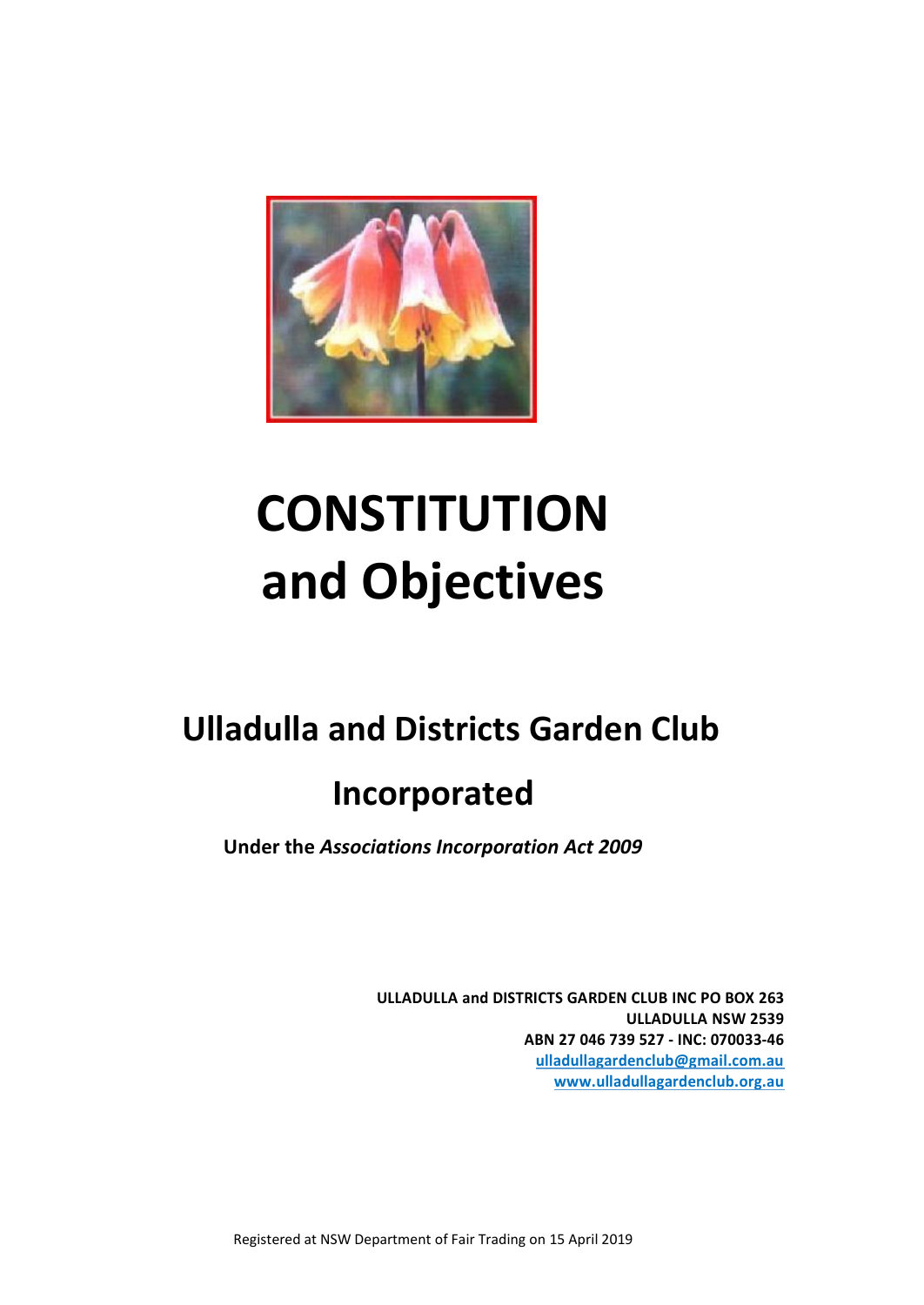# CONSTITUTION and Objectives

## Ulladulla and Districts Garden Club Incorporated

**Under the *Associations Incorporation Act 2009***

**ULLADULLA and DISTRICTS GARDEN CLUB INC PO BOX 263**
**ULLADULLA NSW 2539**
**ABN 27 046 739 527 - INC: 070033-46**
**ulladullagardenclub@gmail.com.au**
**www.ulladullagardenclub.org.au**

Registered at NSW Department of Fair Trading on 15 April 2019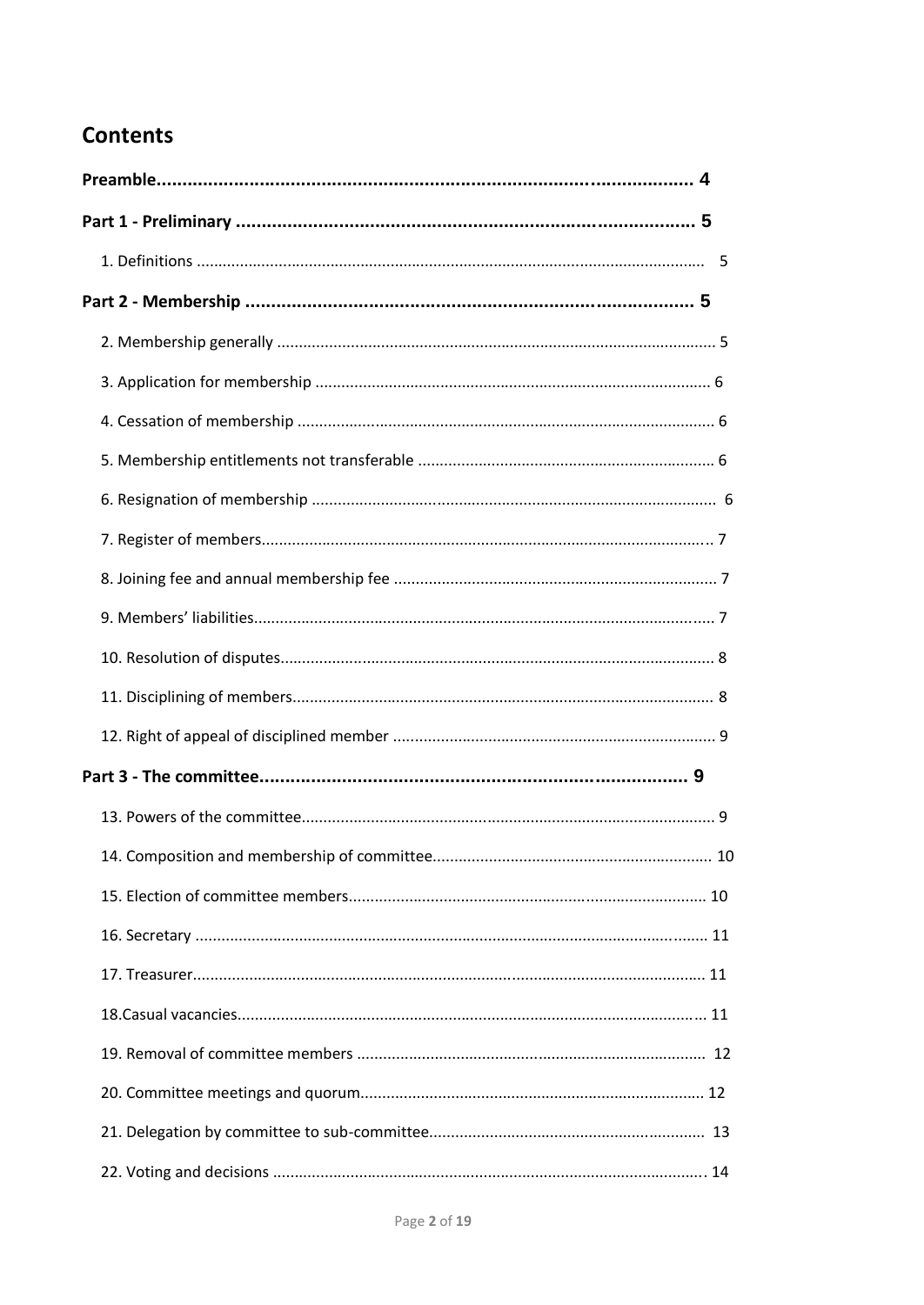## Contents

**Preamble ........................................................................................................ 4**

**Part 1 - Preliminary ........................................................................................ 5**

1. Definitions ..................................................................................................... 5

**Part 2 - Membership ....................................................................................... 5**

2. Membership generally .................................................................................... 5
3. Application for membership ........................................................................... 6
4. Cessation of membership ................................................................................ 6
5. Membership entitlements not transferable ..................................................... 6
6. Resignation of membership ............................................................................. 6
7. Register of members....................................................................................... 7
8. Joining fee and annual membership fee ........................................................... 7
9. Members' liabilities.......................................................................................... 7
10. Resolution of disputes.................................................................................... 8
11. Disciplining of members................................................................................. 8
12. Right of appeal of disciplined member ........................................................... 9

**Part 3 - The committee.................................................................................... 9**

13. Powers of the committee............................................................................... 9
14. Composition and membership of committee................................................. 10
15. Election of committee members................................................................... 10
16. Secretary ...................................................................................................... 11
17. Treasurer...................................................................................................... 11
18. Casual vacancies............................................................................................ 11
19. Removal of committee members .................................................................. 12
20. Committee meetings and quorum................................................................. 12
21. Delegation by committee to sub-committee................................................. 13
22. Voting and decisions .................................................................................... 14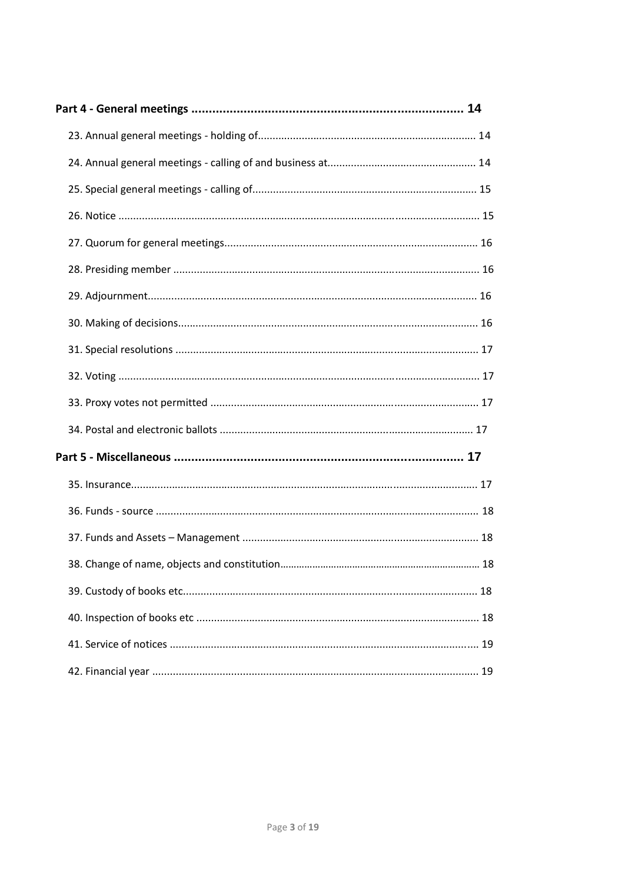**Part 4 - General meetings ............................................................................ 14**

23. Annual general meetings - holding of........................................................................... 14

24. Annual general meetings - calling of and business at.................................................. 14

25. Special general meetings - calling of............................................................................ 15

26. Notice ........................................................................................................................... 15

27. Quorum for general meetings...................................................................................... 16

28. Presiding member ........................................................................................................ 16

29. Adjournment................................................................................................................ 16

30. Making of decisions...................................................................................................... 16

31. Special resolutions ....................................................................................................... 17

32. Voting ........................................................................................................................... 17

33. Proxy votes not permitted ........................................................................................... 17

34. Postal and electronic ballots ...................................................................................... 17

**Part 5 - Miscellaneous .................................................................................. 17**

35. Insurance...................................................................................................................... 17

36. Funds - source .............................................................................................................. 18

37. Funds and Assets – Management ................................................................................ 18

38. Change of name, objects and constitution.......................................................................... 18

39. Custody of books etc.................................................................................................... 18

40. Inspection of books etc ................................................................................................ 18

41. Service of notices ......................................................................................................... 19

42. Financial year ............................................................................................................... 19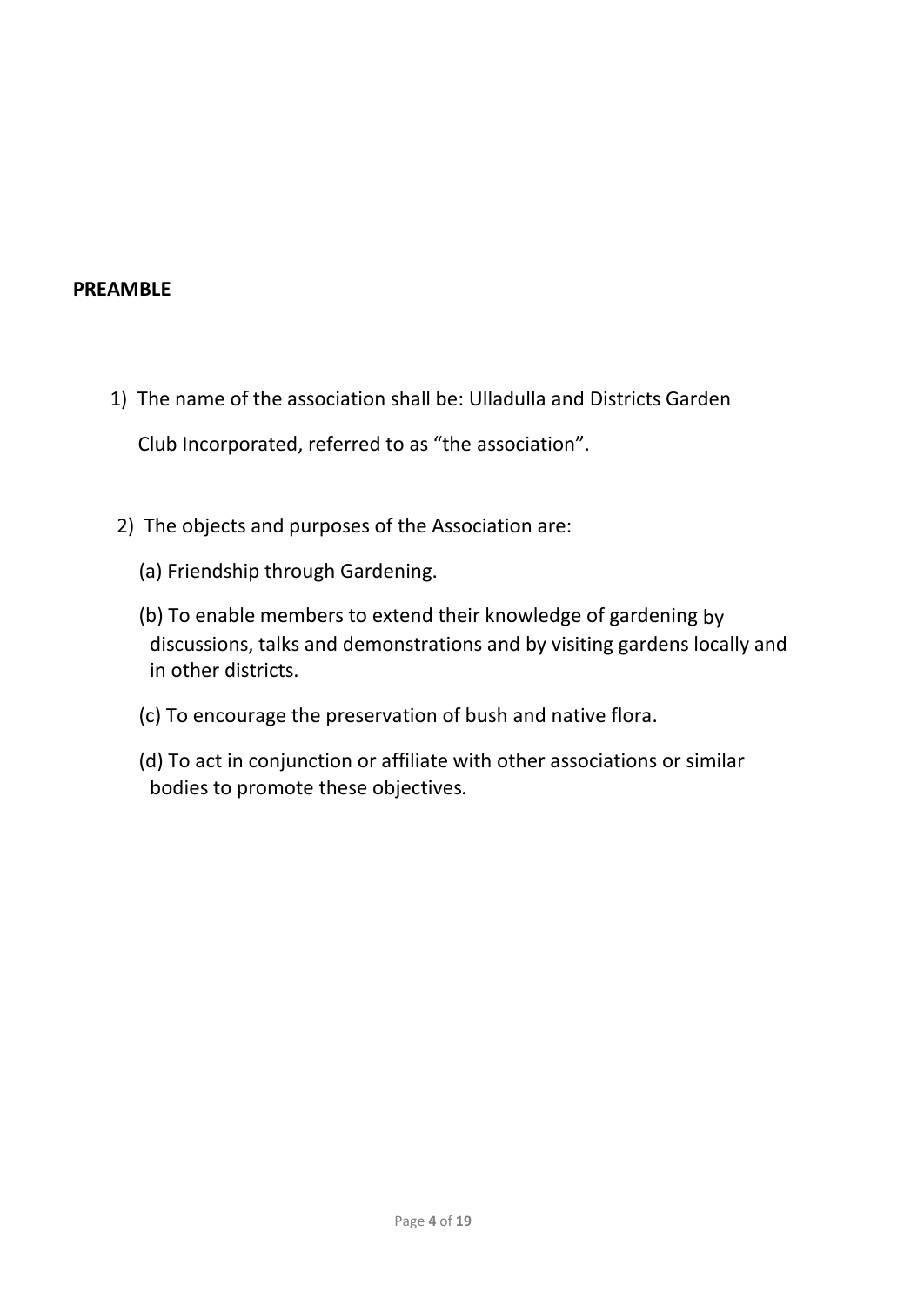**PREAMBLE**

1) The name of the association shall be: Ulladulla and Districts Garden Club Incorporated, referred to as “the association”.

2) The objects and purposes of the Association are:

   (a) Friendship through Gardening.

   (b) To enable members to extend their knowledge of gardening by discussions, talks and demonstrations and by visiting gardens locally and in other districts.

   (c) To encourage the preservation of bush and native flora.

   (d) To act in conjunction or affiliate with other associations or similar bodies to promote these objectives.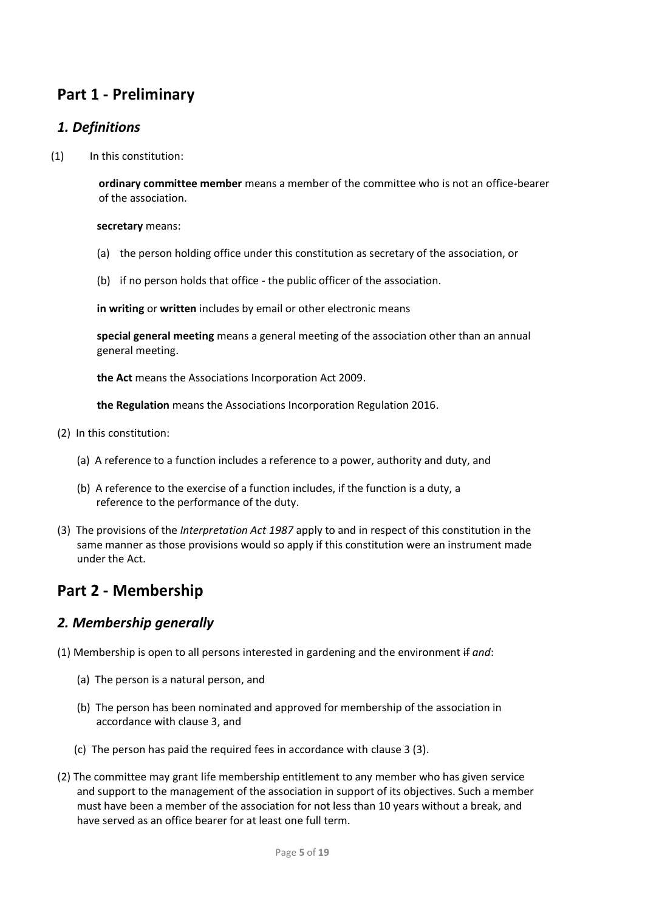# Part 1 - Preliminary

## *1. Definitions*

(1) In this constitution:

**ordinary committee member** means a member of the committee who is not an office-bearer of the association.

**secretary** means:

(a) the person holding office under this constitution as secretary of the association, or

(b) if no person holds that office - the public officer of the association.

**in writing** or **written** includes by email or other electronic means

**special general meeting** means a general meeting of the association other than an annual general meeting.

**the Act** means the Associations Incorporation Act 2009.

**the Regulation** means the Associations Incorporation Regulation 2016.

(2) In this constitution:

(a) A reference to a function includes a reference to a power, authority and duty, and

(b) A reference to the exercise of a function includes, if the function is a duty, a reference to the performance of the duty.

(3) The provisions of the *Interpretation Act 1987* apply to and in respect of this constitution in the same manner as those provisions would so apply if this constitution were an instrument made under the Act.

# Part 2 - Membership

## *2. Membership generally*

(1) Membership is open to all persons interested in gardening and the environment ~~if~~ *and*:

(a) The person is a natural person, and

(b) The person has been nominated and approved for membership of the association in accordance with clause 3, and

(c) The person has paid the required fees in accordance with clause 3 (3).

(2) The committee may grant life membership entitlement to any member who has given service and support to the management of the association in support of its objectives. Such a member must have been a member of the association for not less than 10 years without a break, and have served as an office bearer for at least one full term.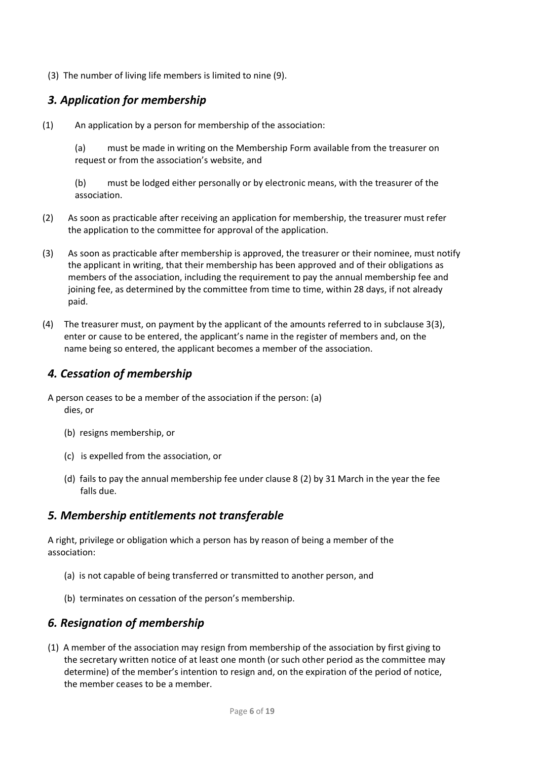(3) The number of living life members is limited to nine (9).

## *3. Application for membership*

(1) An application by a person for membership of the association:

(a) must be made in writing on the Membership Form available from the treasurer on request or from the association's website, and

(b) must be lodged either personally or by electronic means, with the treasurer of the association.

(2) As soon as practicable after receiving an application for membership, the treasurer must refer the application to the committee for approval of the application.

(3) As soon as practicable after membership is approved, the treasurer or their nominee, must notify the applicant in writing, that their membership has been approved and of their obligations as members of the association, including the requirement to pay the annual membership fee and joining fee, as determined by the committee from time to time, within 28 days, if not already paid.

(4) The treasurer must, on payment by the applicant of the amounts referred to in subclause 3(3), enter or cause to be entered, the applicant's name in the register of members and, on the name being so entered, the applicant becomes a member of the association.

## *4. Cessation of membership*

A person ceases to be a member of the association if the person: (a) dies, or

(b) resigns membership, or

(c) is expelled from the association, or

(d) fails to pay the annual membership fee under clause 8 (2) by 31 March in the year the fee falls due.

## *5. Membership entitlements not transferable*

A right, privilege or obligation which a person has by reason of being a member of the association:

(a) is not capable of being transferred or transmitted to another person, and

(b) terminates on cessation of the person's membership.

## *6. Resignation of membership*

(1) A member of the association may resign from membership of the association by first giving to the secretary written notice of at least one month (or such other period as the committee may determine) of the member's intention to resign and, on the expiration of the period of notice, the member ceases to be a member.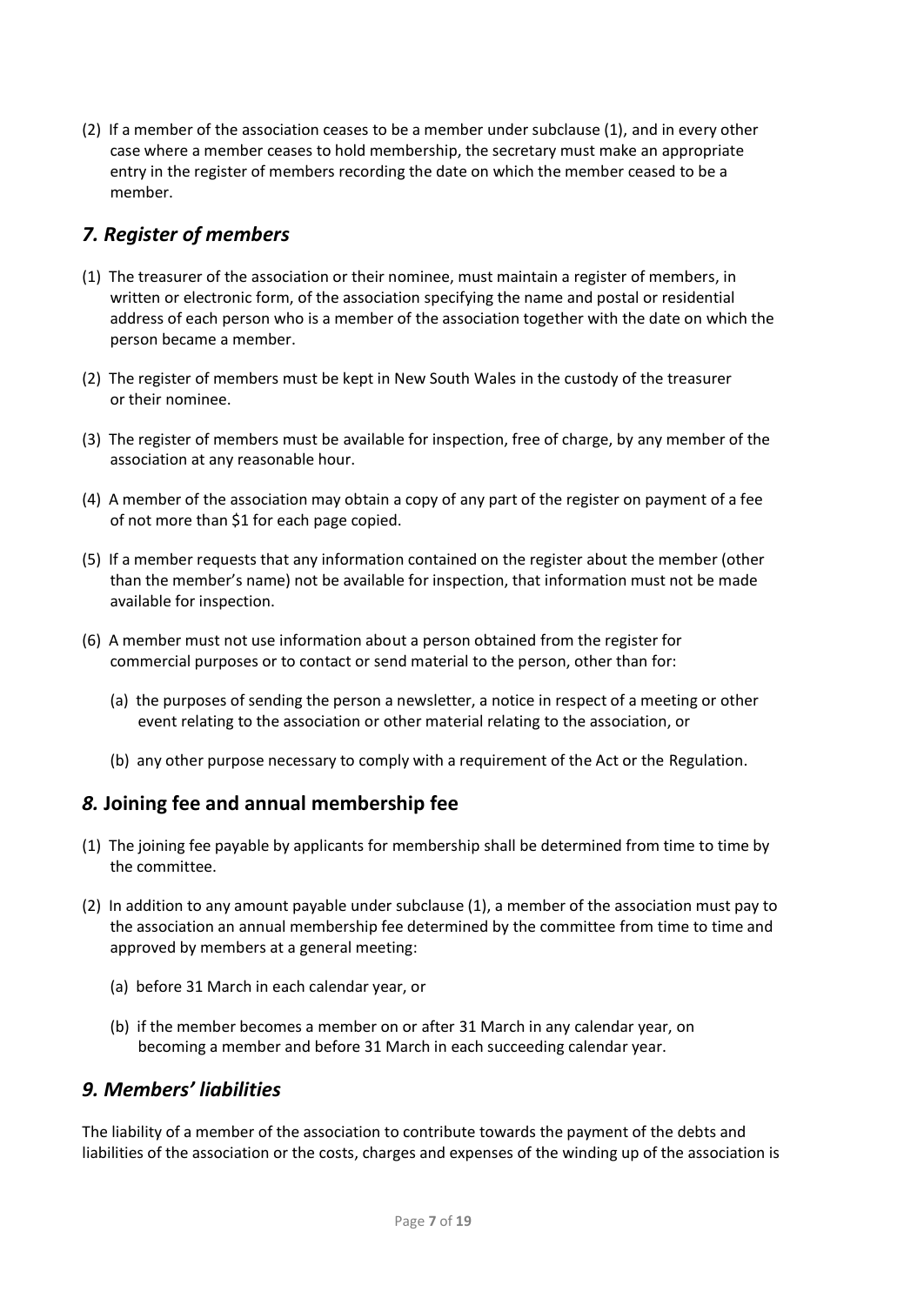(2) If a member of the association ceases to be a member under subclause (1), and in every other case where a member ceases to hold membership, the secretary must make an appropriate entry in the register of members recording the date on which the member ceased to be a member.

## *7. Register of members*

(1) The treasurer of the association or their nominee, must maintain a register of members, in written or electronic form, of the association specifying the name and postal or residential address of each person who is a member of the association together with the date on which the person became a member.

(2) The register of members must be kept in New South Wales in the custody of the treasurer or their nominee.

(3) The register of members must be available for inspection, free of charge, by any member of the association at any reasonable hour.

(4) A member of the association may obtain a copy of any part of the register on payment of a fee of not more than $1 for each page copied.

(5) If a member requests that any information contained on the register about the member (other than the member's name) not be available for inspection, that information must not be made available for inspection.

(6) A member must not use information about a person obtained from the register for commercial purposes or to contact or send material to the person, other than for:

(a) the purposes of sending the person a newsletter, a notice in respect of a meeting or other event relating to the association or other material relating to the association, or

(b) any other purpose necessary to comply with a requirement of the Act or the Regulation.

## *8.* Joining fee and annual membership fee

(1) The joining fee payable by applicants for membership shall be determined from time to time by the committee.

(2) In addition to any amount payable under subclause (1), a member of the association must pay to the association an annual membership fee determined by the committee from time to time and approved by members at a general meeting:

(a) before 31 March in each calendar year, or

(b) if the member becomes a member on or after 31 March in any calendar year, on becoming a member and before 31 March in each succeeding calendar year.

## *9. Members' liabilities*

The liability of a member of the association to contribute towards the payment of the debts and liabilities of the association or the costs, charges and expenses of the winding up of the association is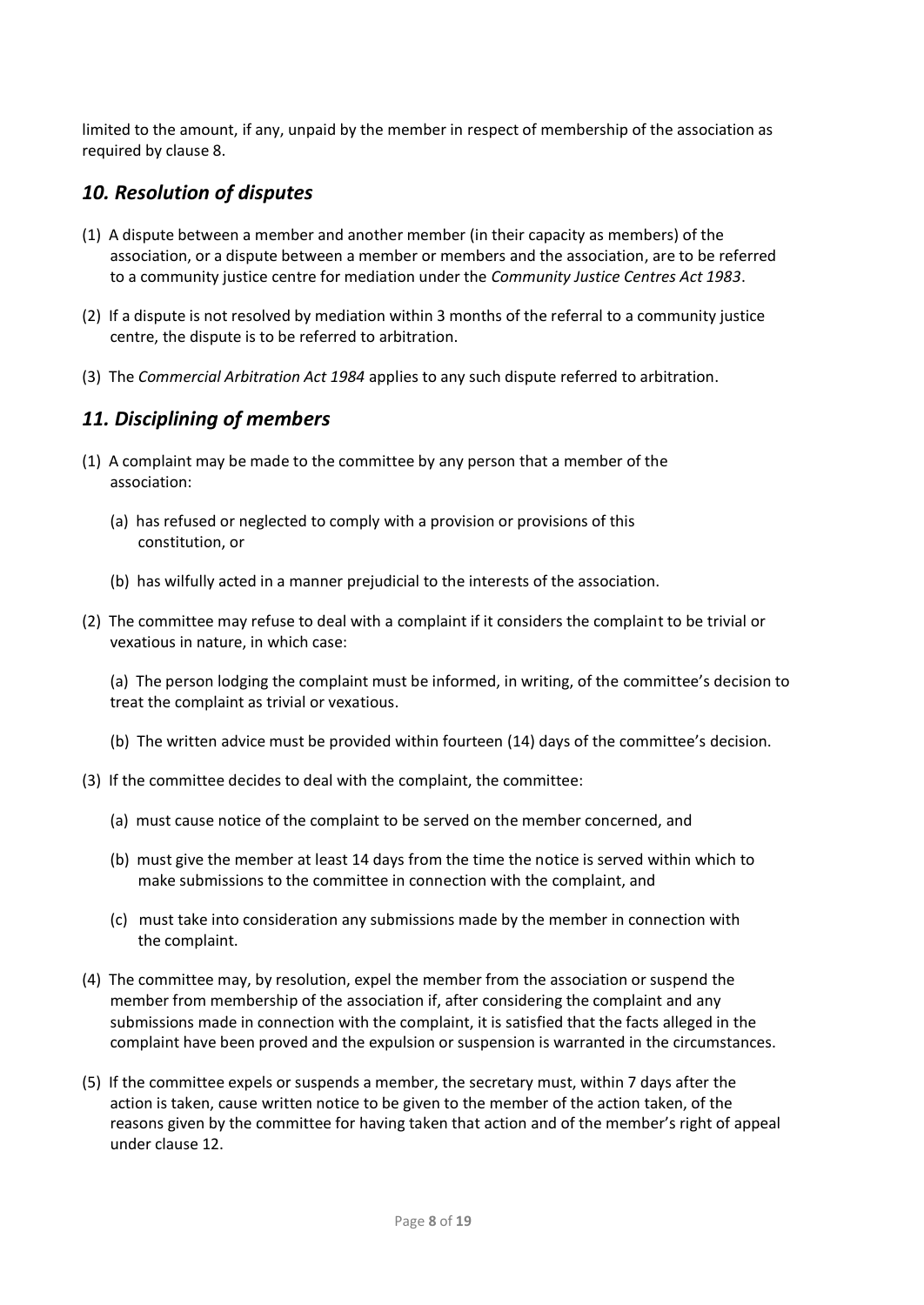limited to the amount, if any, unpaid by the member in respect of membership of the association as required by clause 8.

## *10. Resolution of disputes*

(1) A dispute between a member and another member (in their capacity as members) of the association, or a dispute between a member or members and the association, are to be referred to a community justice centre for mediation under the *Community Justice Centres Act 1983*.

(2) If a dispute is not resolved by mediation within 3 months of the referral to a community justice centre, the dispute is to be referred to arbitration.

(3) The *Commercial Arbitration Act 1984* applies to any such dispute referred to arbitration.

## *11. Disciplining of members*

(1) A complaint may be made to the committee by any person that a member of the association:

  (a) has refused or neglected to comply with a provision or provisions of this constitution, or

  (b) has wilfully acted in a manner prejudicial to the interests of the association.

(2) The committee may refuse to deal with a complaint if it considers the complaint to be trivial or vexatious in nature, in which case:

  (a) The person lodging the complaint must be informed, in writing, of the committee's decision to treat the complaint as trivial or vexatious.

  (b) The written advice must be provided within fourteen (14) days of the committee's decision.

(3) If the committee decides to deal with the complaint, the committee:

  (a) must cause notice of the complaint to be served on the member concerned, and

  (b) must give the member at least 14 days from the time the notice is served within which to make submissions to the committee in connection with the complaint, and

  (c) must take into consideration any submissions made by the member in connection with the complaint.

(4) The committee may, by resolution, expel the member from the association or suspend the member from membership of the association if, after considering the complaint and any submissions made in connection with the complaint, it is satisfied that the facts alleged in the complaint have been proved and the expulsion or suspension is warranted in the circumstances.

(5) If the committee expels or suspends a member, the secretary must, within 7 days after the action is taken, cause written notice to be given to the member of the action taken, of the reasons given by the committee for having taken that action and of the member's right of appeal under clause 12.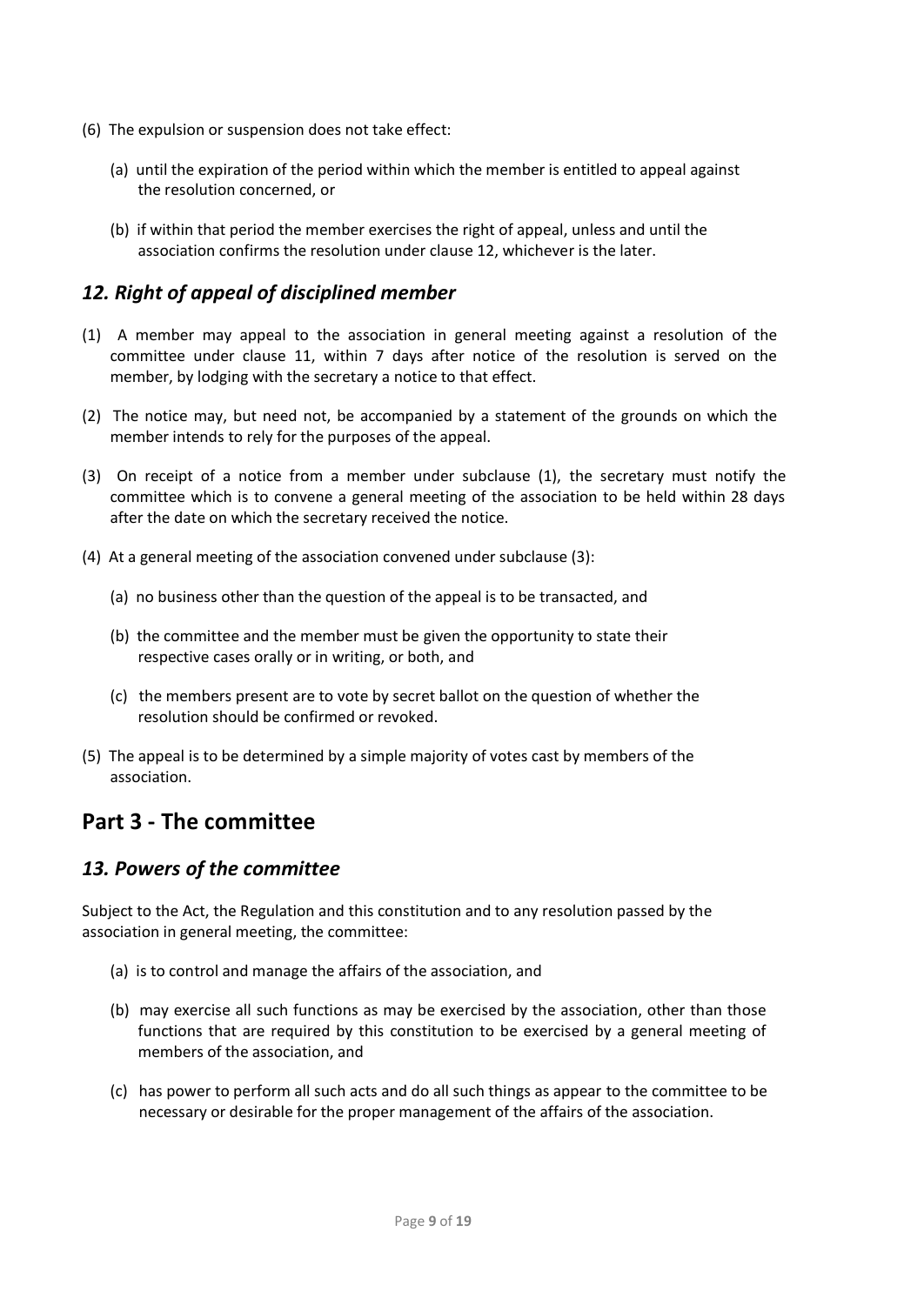(6) The expulsion or suspension does not take effect:

   (a) until the expiration of the period within which the member is entitled to appeal against the resolution concerned, or

   (b) if within that period the member exercises the right of appeal, unless and until the association confirms the resolution under clause 12, whichever is the later.

### *12. Right of appeal of disciplined member*

(1) A member may appeal to the association in general meeting against a resolution of the committee under clause 11, within 7 days after notice of the resolution is served on the member, by lodging with the secretary a notice to that effect.

(2) The notice may, but need not, be accompanied by a statement of the grounds on which the member intends to rely for the purposes of the appeal.

(3) On receipt of a notice from a member under subclause (1), the secretary must notify the committee which is to convene a general meeting of the association to be held within 28 days after the date on which the secretary received the notice.

(4) At a general meeting of the association convened under subclause (3):

   (a) no business other than the question of the appeal is to be transacted, and

   (b) the committee and the member must be given the opportunity to state their respective cases orally or in writing, or both, and

   (c) the members present are to vote by secret ballot on the question of whether the resolution should be confirmed or revoked.

(5) The appeal is to be determined by a simple majority of votes cast by members of the association.

## Part 3 - The committee

### *13. Powers of the committee*

Subject to the Act, the Regulation and this constitution and to any resolution passed by the association in general meeting, the committee:

   (a) is to control and manage the affairs of the association, and

   (b) may exercise all such functions as may be exercised by the association, other than those functions that are required by this constitution to be exercised by a general meeting of members of the association, and

   (c) has power to perform all such acts and do all such things as appear to the committee to be necessary or desirable for the proper management of the affairs of the association.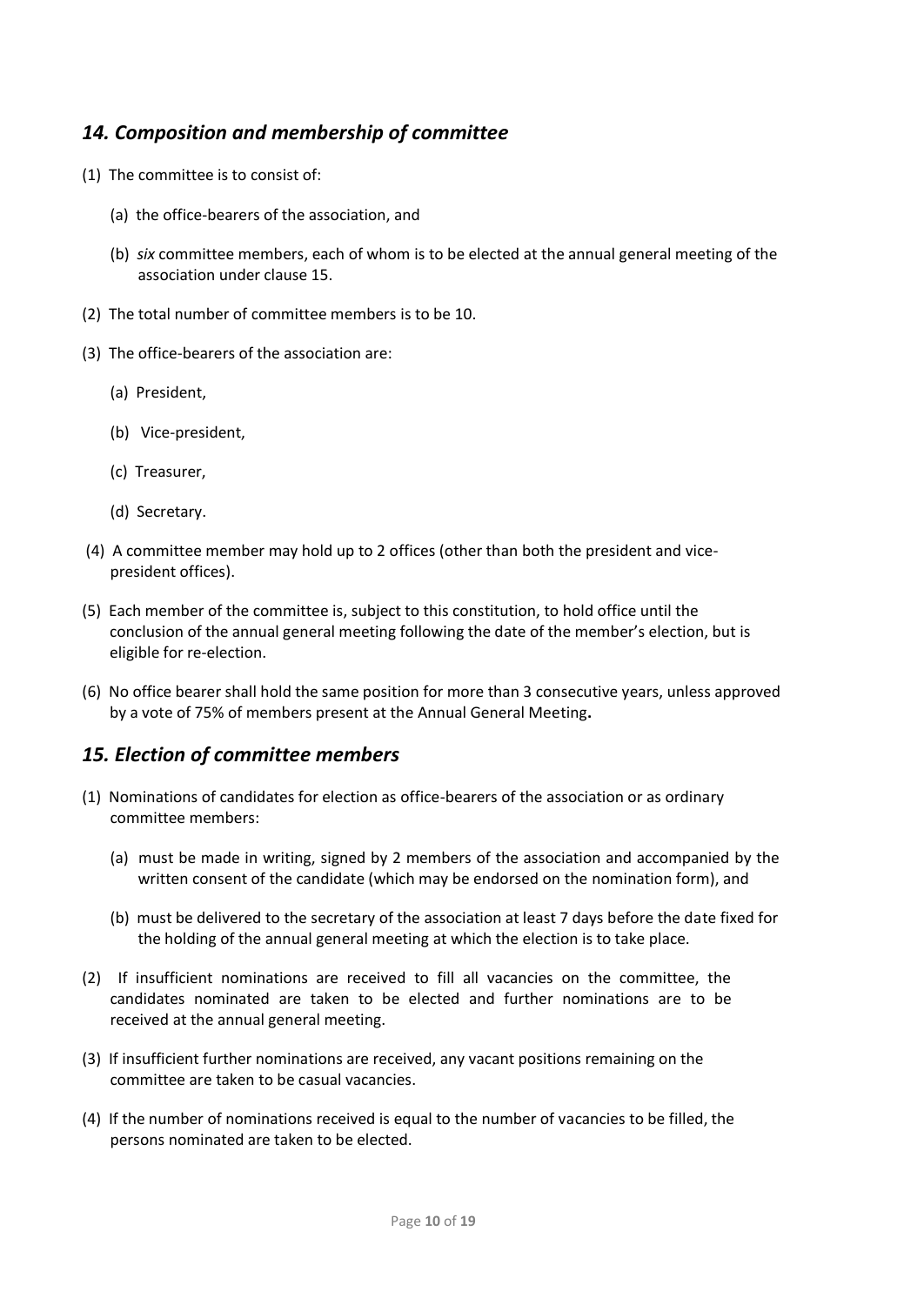## *14. Composition and membership of committee*

(1) The committee is to consist of:

   (a) the office-bearers of the association, and

   (b) *six* committee members, each of whom is to be elected at the annual general meeting of the association under clause 15.

(2) The total number of committee members is to be 10.

(3) The office-bearers of the association are:

   (a) President,

   (b) Vice-president,

   (c) Treasurer,

   (d) Secretary.

(4) A committee member may hold up to 2 offices (other than both the president and vice-president offices).

(5) Each member of the committee is, subject to this constitution, to hold office until the conclusion of the annual general meeting following the date of the member's election, but is eligible for re-election.

(6) No office bearer shall hold the same position for more than 3 consecutive years, unless approved by a vote of 75% of members present at the Annual General Meeting**.**

## *15. Election of committee members*

(1) Nominations of candidates for election as office-bearers of the association or as ordinary committee members:

   (a) must be made in writing, signed by 2 members of the association and accompanied by the written consent of the candidate (which may be endorsed on the nomination form), and

   (b) must be delivered to the secretary of the association at least 7 days before the date fixed for the holding of the annual general meeting at which the election is to take place.

(2) If insufficient nominations are received to fill all vacancies on the committee, the candidates nominated are taken to be elected and further nominations are to be received at the annual general meeting.

(3) If insufficient further nominations are received, any vacant positions remaining on the committee are taken to be casual vacancies.

(4) If the number of nominations received is equal to the number of vacancies to be filled, the persons nominated are taken to be elected.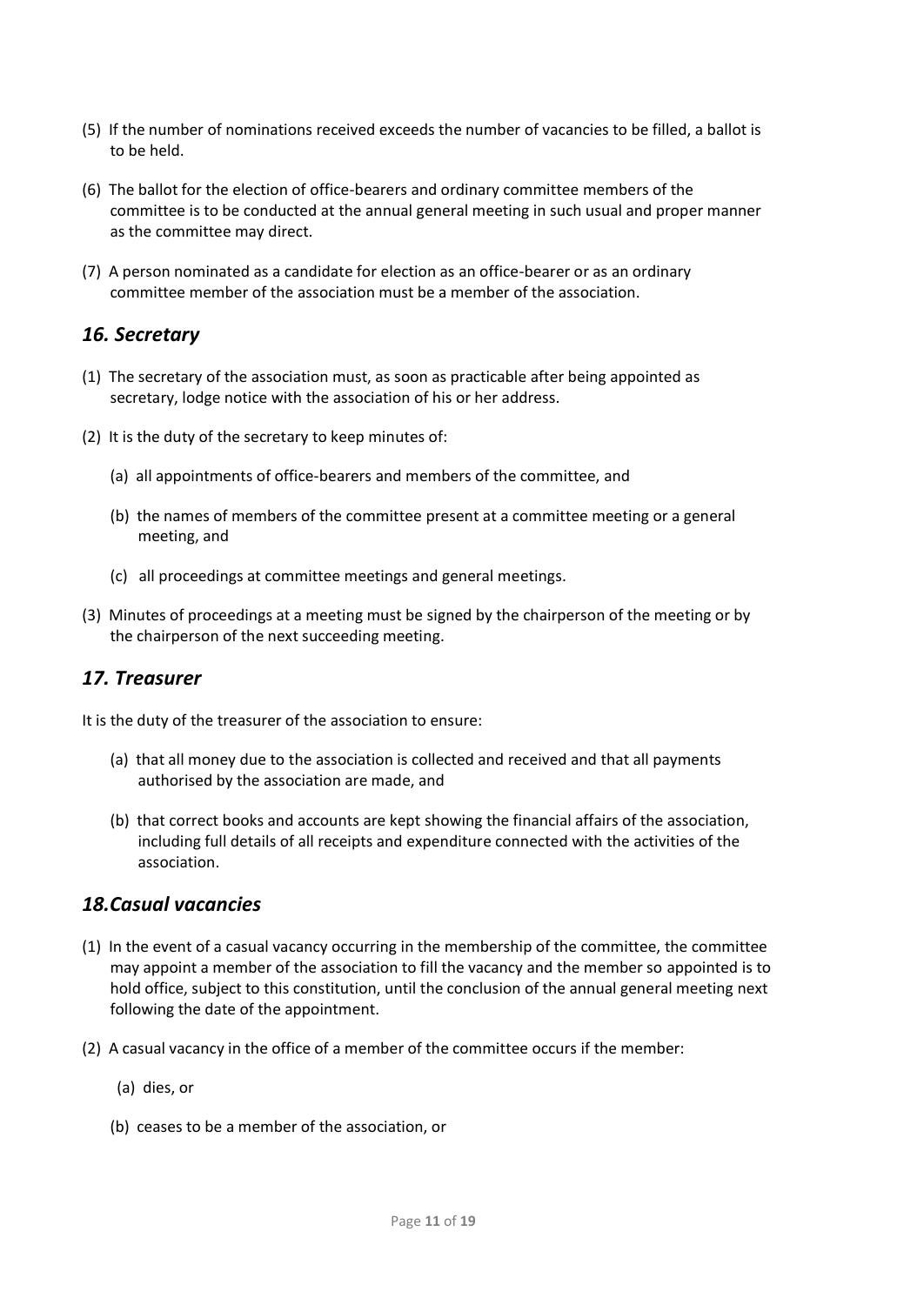(5) If the number of nominations received exceeds the number of vacancies to be filled, a ballot is to be held.

(6) The ballot for the election of office-bearers and ordinary committee members of the committee is to be conducted at the annual general meeting in such usual and proper manner as the committee may direct.

(7) A person nominated as a candidate for election as an office-bearer or as an ordinary committee member of the association must be a member of the association.

## *16. Secretary*

(1) The secretary of the association must, as soon as practicable after being appointed as secretary, lodge notice with the association of his or her address.

(2) It is the duty of the secretary to keep minutes of:

- (a) all appointments of office-bearers and members of the committee, and
- (b) the names of members of the committee present at a committee meeting or a general meeting, and
- (c) all proceedings at committee meetings and general meetings.

(3) Minutes of proceedings at a meeting must be signed by the chairperson of the meeting or by the chairperson of the next succeeding meeting.

## *17. Treasurer*

It is the duty of the treasurer of the association to ensure:

- (a) that all money due to the association is collected and received and that all payments authorised by the association are made, and
- (b) that correct books and accounts are kept showing the financial affairs of the association, including full details of all receipts and expenditure connected with the activities of the association.

## *18.Casual vacancies*

(1) In the event of a casual vacancy occurring in the membership of the committee, the committee may appoint a member of the association to fill the vacancy and the member so appointed is to hold office, subject to this constitution, until the conclusion of the annual general meeting next following the date of the appointment.

(2) A casual vacancy in the office of a member of the committee occurs if the member:

- (a) dies, or
- (b) ceases to be a member of the association, or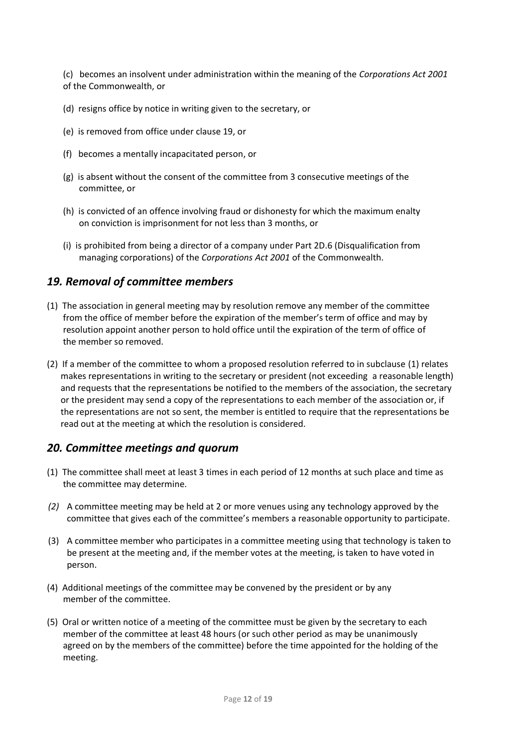(c) becomes an insolvent under administration within the meaning of the *Corporations Act 2001* of the Commonwealth, or

(d) resigns office by notice in writing given to the secretary, or

(e) is removed from office under clause 19, or

(f) becomes a mentally incapacitated person, or

(g) is absent without the consent of the committee from 3 consecutive meetings of the committee, or

(h) is convicted of an offence involving fraud or dishonesty for which the maximum enalty on conviction is imprisonment for not less than 3 months, or

(i) is prohibited from being a director of a company under Part 2D.6 (Disqualification from managing corporations) of the *Corporations Act 2001* of the Commonwealth.

## *19. Removal of committee members*

(1) The association in general meeting may by resolution remove any member of the committee from the office of member before the expiration of the member's term of office and may by resolution appoint another person to hold office until the expiration of the term of office of the member so removed.

(2) If a member of the committee to whom a proposed resolution referred to in subclause (1) relates makes representations in writing to the secretary or president (not exceeding a reasonable length) and requests that the representations be notified to the members of the association, the secretary or the president may send a copy of the representations to each member of the association or, if the representations are not so sent, the member is entitled to require that the representations be read out at the meeting at which the resolution is considered.

## *20. Committee meetings and quorum*

(1) The committee shall meet at least 3 times in each period of 12 months at such place and time as the committee may determine.

*(2)* A committee meeting may be held at 2 or more venues using any technology approved by the committee that gives each of the committee's members a reasonable opportunity to participate.

(3) A committee member who participates in a committee meeting using that technology is taken to be present at the meeting and, if the member votes at the meeting, is taken to have voted in person.

(4) Additional meetings of the committee may be convened by the president or by any member of the committee.

(5) Oral or written notice of a meeting of the committee must be given by the secretary to each member of the committee at least 48 hours (or such other period as may be unanimously agreed on by the members of the committee) before the time appointed for the holding of the meeting.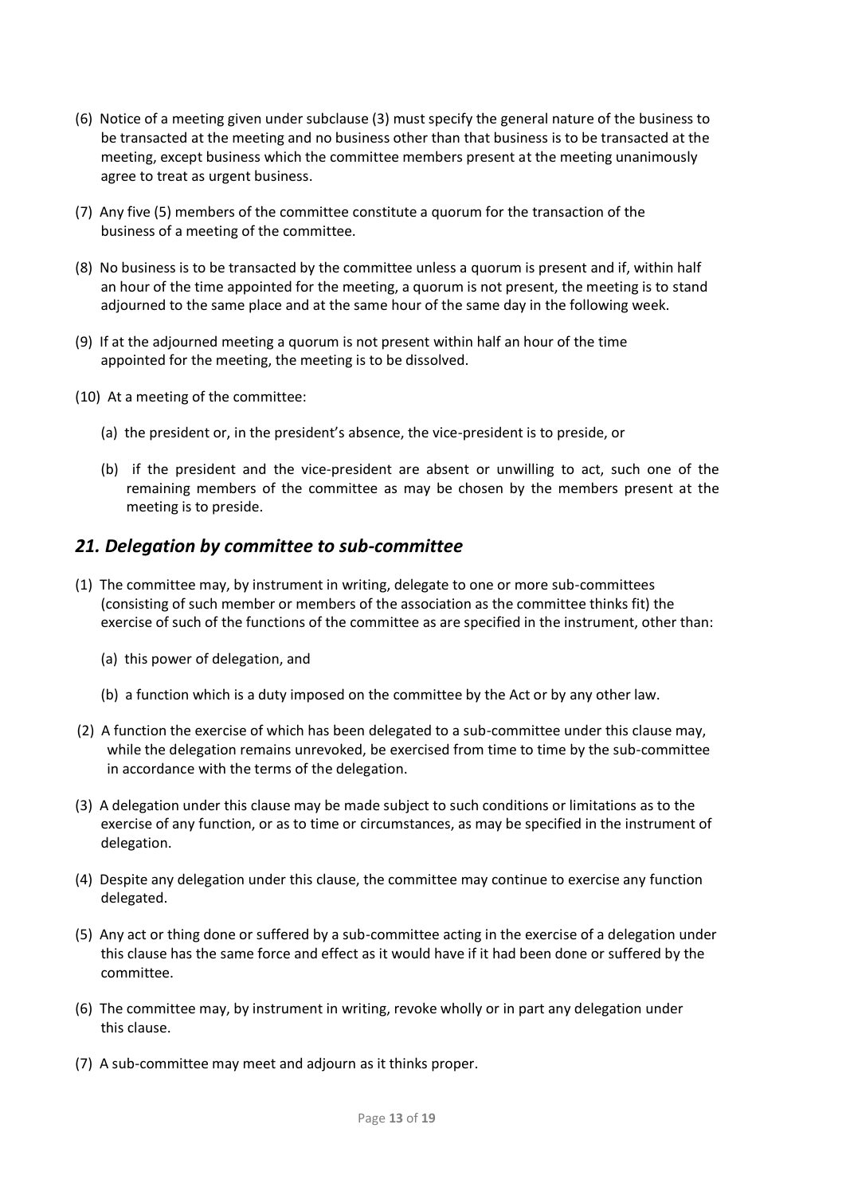(6) Notice of a meeting given under subclause (3) must specify the general nature of the business to be transacted at the meeting and no business other than that business is to be transacted at the meeting, except business which the committee members present at the meeting unanimously agree to treat as urgent business.

(7) Any five (5) members of the committee constitute a quorum for the transaction of the business of a meeting of the committee.

(8) No business is to be transacted by the committee unless a quorum is present and if, within half an hour of the time appointed for the meeting, a quorum is not present, the meeting is to stand adjourned to the same place and at the same hour of the same day in the following week.

(9) If at the adjourned meeting a quorum is not present within half an hour of the time appointed for the meeting, the meeting is to be dissolved.

(10) At a meeting of the committee:

(a) the president or, in the president's absence, the vice-president is to preside, or

(b) if the president and the vice-president are absent or unwilling to act, such one of the remaining members of the committee as may be chosen by the members present at the meeting is to preside.

## *21. Delegation by committee to sub-committee*

(1) The committee may, by instrument in writing, delegate to one or more sub-committees (consisting of such member or members of the association as the committee thinks fit) the exercise of such of the functions of the committee as are specified in the instrument, other than:

(a) this power of delegation, and

(b) a function which is a duty imposed on the committee by the Act or by any other law.

(2) A function the exercise of which has been delegated to a sub-committee under this clause may, while the delegation remains unrevoked, be exercised from time to time by the sub-committee in accordance with the terms of the delegation.

(3) A delegation under this clause may be made subject to such conditions or limitations as to the exercise of any function, or as to time or circumstances, as may be specified in the instrument of delegation.

(4) Despite any delegation under this clause, the committee may continue to exercise any function delegated.

(5) Any act or thing done or suffered by a sub-committee acting in the exercise of a delegation under this clause has the same force and effect as it would have if it had been done or suffered by the committee.

(6) The committee may, by instrument in writing, revoke wholly or in part any delegation under this clause.

(7) A sub-committee may meet and adjourn as it thinks proper.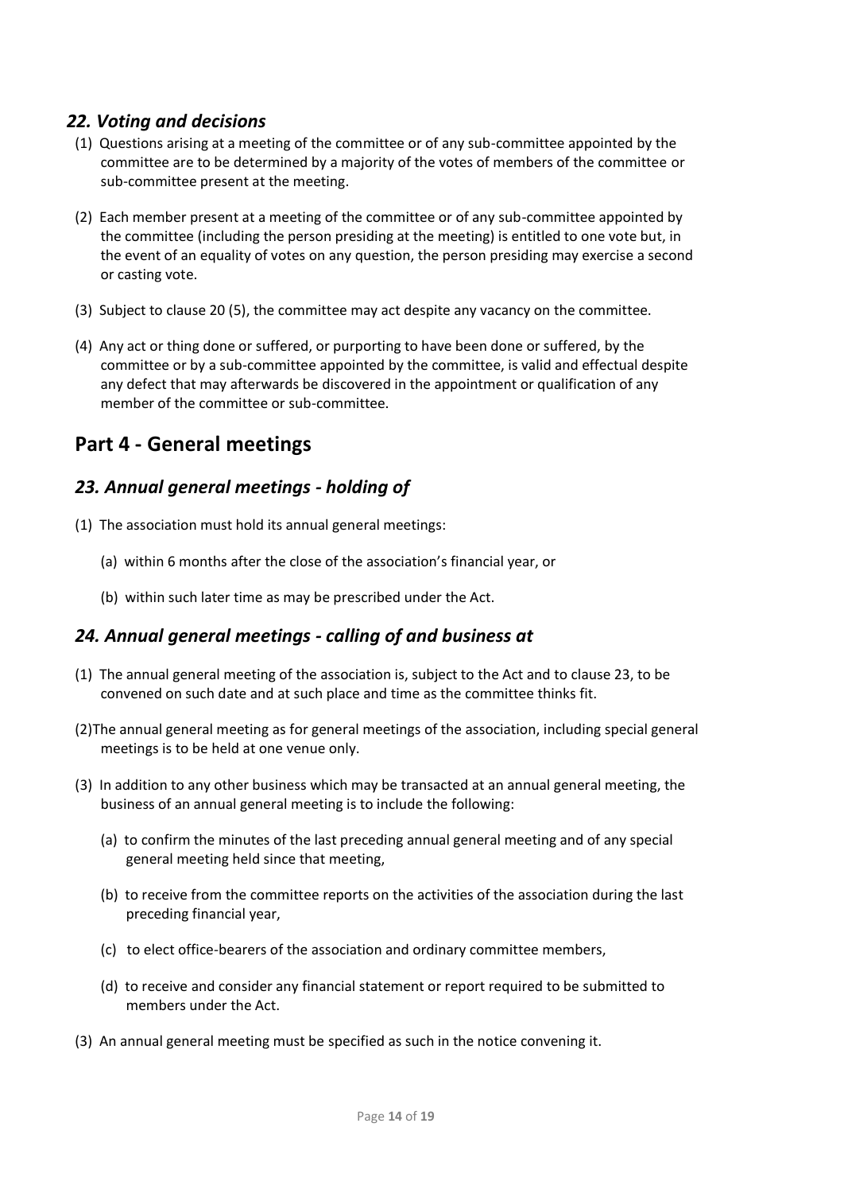### *22. Voting and decisions*

(1) Questions arising at a meeting of the committee or of any sub-committee appointed by the committee are to be determined by a majority of the votes of members of the committee or sub-committee present at the meeting.

(2) Each member present at a meeting of the committee or of any sub-committee appointed by the committee (including the person presiding at the meeting) is entitled to one vote but, in the event of an equality of votes on any question, the person presiding may exercise a second or casting vote.

(3) Subject to clause 20 (5), the committee may act despite any vacancy on the committee.

(4) Any act or thing done or suffered, or purporting to have been done or suffered, by the committee or by a sub-committee appointed by the committee, is valid and effectual despite any defect that may afterwards be discovered in the appointment or qualification of any member of the committee or sub-committee.

## Part 4 - General meetings

### *23. Annual general meetings - holding of*

(1) The association must hold its annual general meetings:

(a) within 6 months after the close of the association's financial year, or

(b) within such later time as may be prescribed under the Act.

### *24. Annual general meetings - calling of and business at*

(1) The annual general meeting of the association is, subject to the Act and to clause 23, to be convened on such date and at such place and time as the committee thinks fit.

(2)The annual general meeting as for general meetings of the association, including special general meetings is to be held at one venue only.

(3) In addition to any other business which may be transacted at an annual general meeting, the business of an annual general meeting is to include the following:

(a) to confirm the minutes of the last preceding annual general meeting and of any special general meeting held since that meeting,

(b) to receive from the committee reports on the activities of the association during the last preceding financial year,

(c) to elect office-bearers of the association and ordinary committee members,

(d) to receive and consider any financial statement or report required to be submitted to members under the Act.

(3) An annual general meeting must be specified as such in the notice convening it.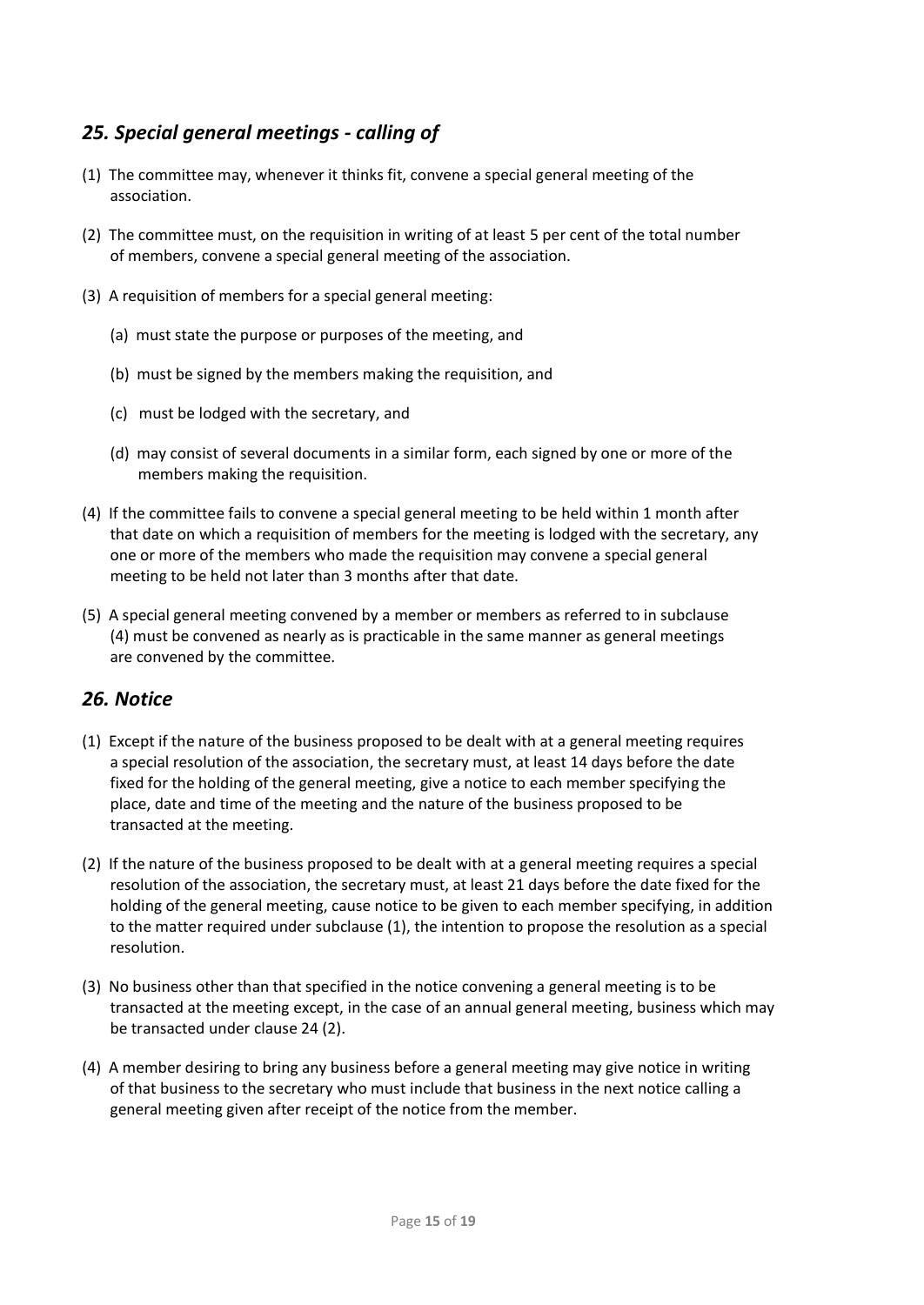## *25. Special general meetings - calling of*

(1) The committee may, whenever it thinks fit, convene a special general meeting of the association.

(2) The committee must, on the requisition in writing of at least 5 per cent of the total number of members, convene a special general meeting of the association.

(3) A requisition of members for a special general meeting:

  (a) must state the purpose or purposes of the meeting, and

  (b) must be signed by the members making the requisition, and

  (c) must be lodged with the secretary, and

  (d) may consist of several documents in a similar form, each signed by one or more of the members making the requisition.

(4) If the committee fails to convene a special general meeting to be held within 1 month after that date on which a requisition of members for the meeting is lodged with the secretary, any one or more of the members who made the requisition may convene a special general meeting to be held not later than 3 months after that date.

(5) A special general meeting convened by a member or members as referred to in subclause (4) must be convened as nearly as is practicable in the same manner as general meetings are convened by the committee.

## *26. Notice*

(1) Except if the nature of the business proposed to be dealt with at a general meeting requires a special resolution of the association, the secretary must, at least 14 days before the date fixed for the holding of the general meeting, give a notice to each member specifying the place, date and time of the meeting and the nature of the business proposed to be transacted at the meeting.

(2) If the nature of the business proposed to be dealt with at a general meeting requires a special resolution of the association, the secretary must, at least 21 days before the date fixed for the holding of the general meeting, cause notice to be given to each member specifying, in addition to the matter required under subclause (1), the intention to propose the resolution as a special resolution.

(3) No business other than that specified in the notice convening a general meeting is to be transacted at the meeting except, in the case of an annual general meeting, business which may be transacted under clause 24 (2).

(4) A member desiring to bring any business before a general meeting may give notice in writing of that business to the secretary who must include that business in the next notice calling a general meeting given after receipt of the notice from the member.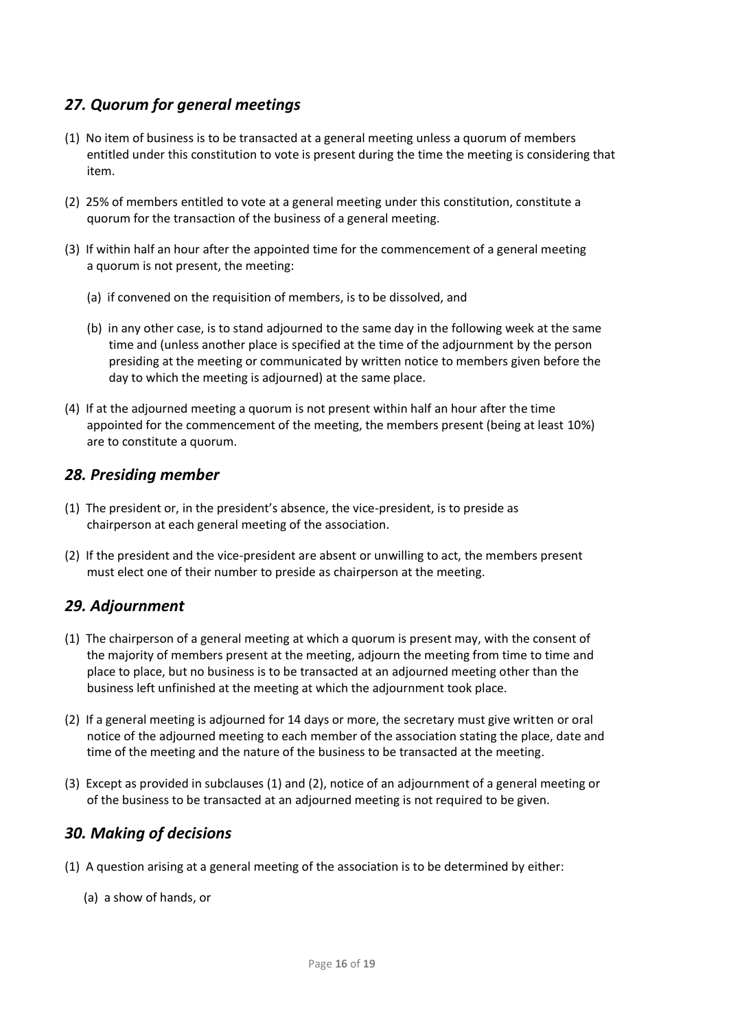## *27. Quorum for general meetings*

(1) No item of business is to be transacted at a general meeting unless a quorum of members entitled under this constitution to vote is present during the time the meeting is considering that item.

(2) 25% of members entitled to vote at a general meeting under this constitution, constitute a quorum for the transaction of the business of a general meeting.

(3) If within half an hour after the appointed time for the commencement of a general meeting a quorum is not present, the meeting:

   (a) if convened on the requisition of members, is to be dissolved, and

   (b) in any other case, is to stand adjourned to the same day in the following week at the same time and (unless another place is specified at the time of the adjournment by the person presiding at the meeting or communicated by written notice to members given before the day to which the meeting is adjourned) at the same place.

(4) If at the adjourned meeting a quorum is not present within half an hour after the time appointed for the commencement of the meeting, the members present (being at least 10%) are to constitute a quorum.

## *28. Presiding member*

(1) The president or, in the president's absence, the vice-president, is to preside as chairperson at each general meeting of the association.

(2) If the president and the vice-president are absent or unwilling to act, the members present must elect one of their number to preside as chairperson at the meeting.

## *29. Adjournment*

(1) The chairperson of a general meeting at which a quorum is present may, with the consent of the majority of members present at the meeting, adjourn the meeting from time to time and place to place, but no business is to be transacted at an adjourned meeting other than the business left unfinished at the meeting at which the adjournment took place.

(2) If a general meeting is adjourned for 14 days or more, the secretary must give written or oral notice of the adjourned meeting to each member of the association stating the place, date and time of the meeting and the nature of the business to be transacted at the meeting.

(3) Except as provided in subclauses (1) and (2), notice of an adjournment of a general meeting or of the business to be transacted at an adjourned meeting is not required to be given.

## *30. Making of decisions*

(1) A question arising at a general meeting of the association is to be determined by either:

   (a) a show of hands, or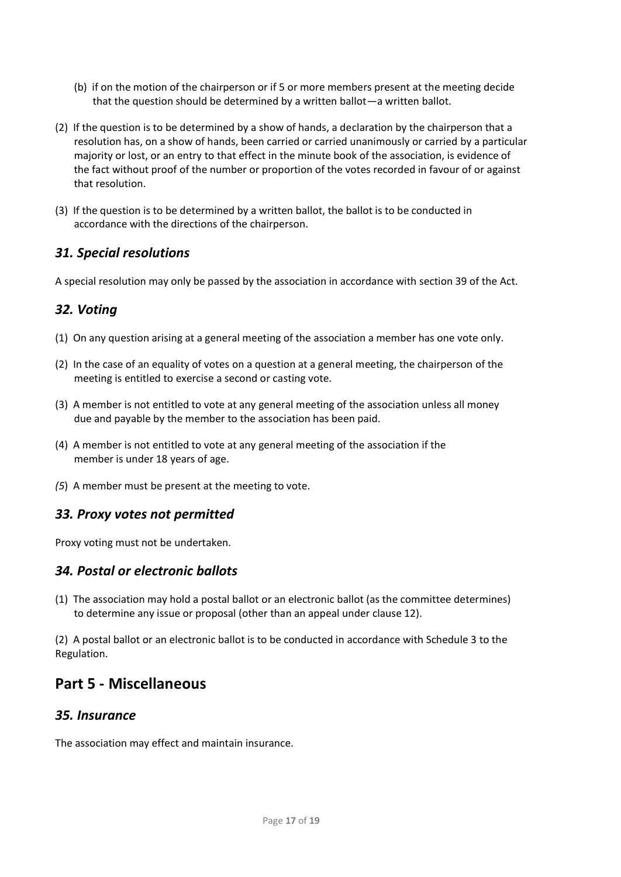(b) if on the motion of the chairperson or if 5 or more members present at the meeting decide that the question should be determined by a written ballot—a written ballot.

(2) If the question is to be determined by a show of hands, a declaration by the chairperson that a resolution has, on a show of hands, been carried or carried unanimously or carried by a particular majority or lost, or an entry to that effect in the minute book of the association, is evidence of the fact without proof of the number or proportion of the votes recorded in favour of or against that resolution.

(3) If the question is to be determined by a written ballot, the ballot is to be conducted in accordance with the directions of the chairperson.

### *31. Special resolutions*

A special resolution may only be passed by the association in accordance with section 39 of the Act.

### *32. Voting*

(1) On any question arising at a general meeting of the association a member has one vote only.

(2) In the case of an equality of votes on a question at a general meeting, the chairperson of the meeting is entitled to exercise a second or casting vote.

(3) A member is not entitled to vote at any general meeting of the association unless all money due and payable by the member to the association has been paid.

(4) A member is not entitled to vote at any general meeting of the association if the member is under 18 years of age.

*(5*) A member must be present at the meeting to vote.

### *33. Proxy votes not permitted*

Proxy voting must not be undertaken.

### *34. Postal or electronic ballots*

(1) The association may hold a postal ballot or an electronic ballot (as the committee determines) to determine any issue or proposal (other than an appeal under clause 12).

(2) A postal ballot or an electronic ballot is to be conducted in accordance with Schedule 3 to the Regulation.

## Part 5 - Miscellaneous

### *35. Insurance*

The association may effect and maintain insurance.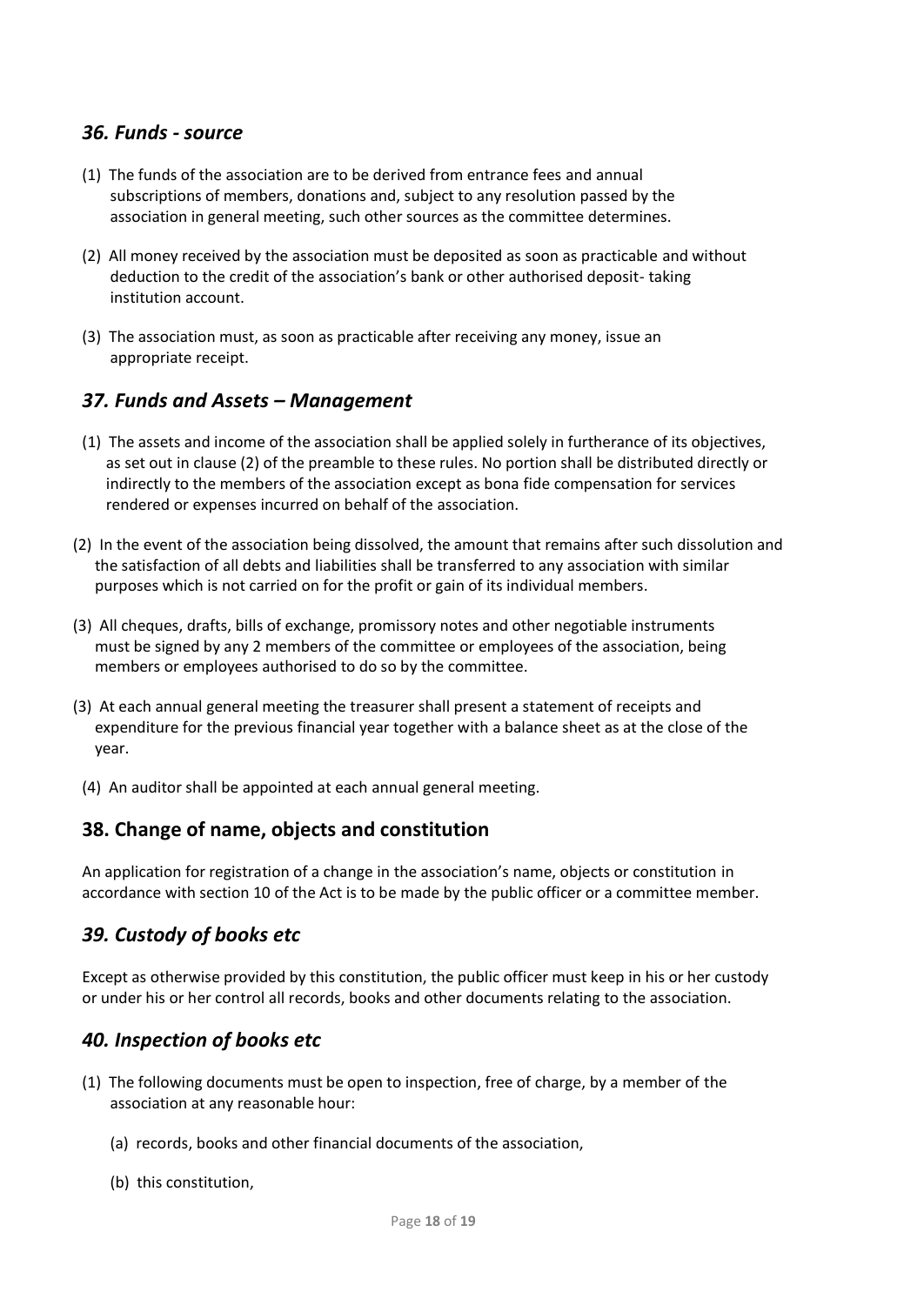## *36. Funds - source*

(1) The funds of the association are to be derived from entrance fees and annual subscriptions of members, donations and, subject to any resolution passed by the association in general meeting, such other sources as the committee determines.

(2) All money received by the association must be deposited as soon as practicable and without deduction to the credit of the association's bank or other authorised deposit- taking institution account.

(3) The association must, as soon as practicable after receiving any money, issue an appropriate receipt.

## *37. Funds and Assets – Management*

(1) The assets and income of the association shall be applied solely in furtherance of its objectives, as set out in clause (2) of the preamble to these rules. No portion shall be distributed directly or indirectly to the members of the association except as bona fide compensation for services rendered or expenses incurred on behalf of the association.

(2) In the event of the association being dissolved, the amount that remains after such dissolution and the satisfaction of all debts and liabilities shall be transferred to any association with similar purposes which is not carried on for the profit or gain of its individual members.

(3) All cheques, drafts, bills of exchange, promissory notes and other negotiable instruments must be signed by any 2 members of the committee or employees of the association, being members or employees authorised to do so by the committee.

(3) At each annual general meeting the treasurer shall present a statement of receipts and expenditure for the previous financial year together with a balance sheet as at the close of the year.

(4) An auditor shall be appointed at each annual general meeting.

## 38. Change of name, objects and constitution

An application for registration of a change in the association's name, objects or constitution in accordance with section 10 of the Act is to be made by the public officer or a committee member.

## *39. Custody of books etc*

Except as otherwise provided by this constitution, the public officer must keep in his or her custody or under his or her control all records, books and other documents relating to the association.

## *40. Inspection of books etc*

(1) The following documents must be open to inspection, free of charge, by a member of the association at any reasonable hour:

(a) records, books and other financial documents of the association,

(b) this constitution,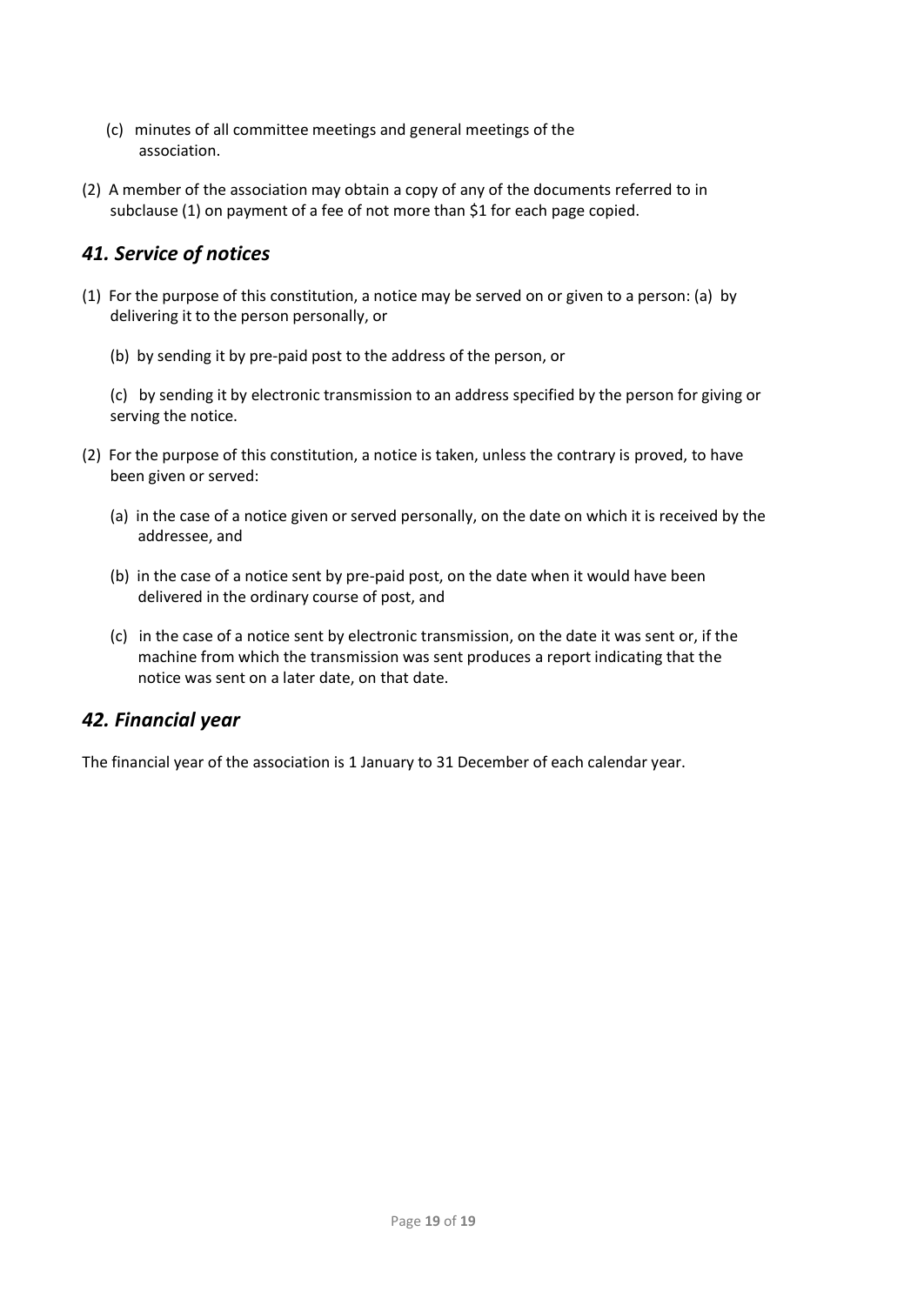(c) minutes of all committee meetings and general meetings of the association.

(2) A member of the association may obtain a copy of any of the documents referred to in subclause (1) on payment of a fee of not more than $1 for each page copied.

## *41. Service of notices*

(1) For the purpose of this constitution, a notice may be served on or given to a person: (a) by delivering it to the person personally, or

(b) by sending it by pre-paid post to the address of the person, or

(c) by sending it by electronic transmission to an address specified by the person for giving or serving the notice.

(2) For the purpose of this constitution, a notice is taken, unless the contrary is proved, to have been given or served:

(a) in the case of a notice given or served personally, on the date on which it is received by the addressee, and

(b) in the case of a notice sent by pre-paid post, on the date when it would have been delivered in the ordinary course of post, and

(c) in the case of a notice sent by electronic transmission, on the date it was sent or, if the machine from which the transmission was sent produces a report indicating that the notice was sent on a later date, on that date.

## *42. Financial year*

The financial year of the association is 1 January to 31 December of each calendar year.